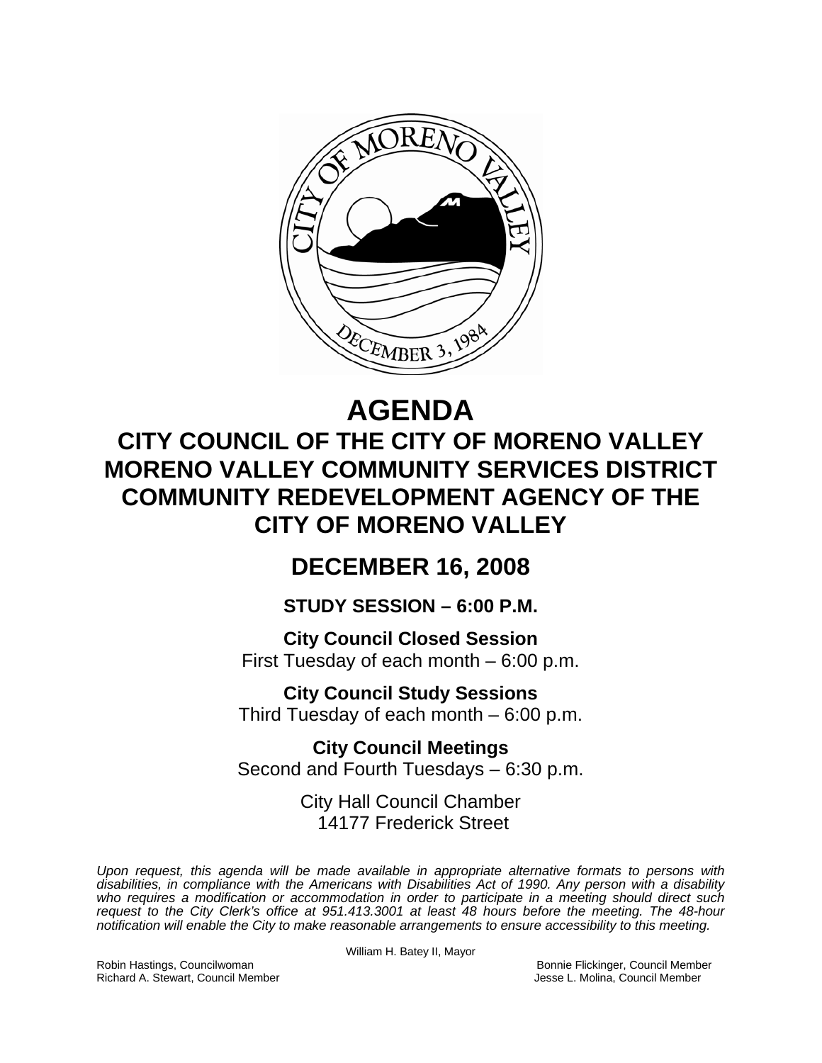# AGENDA

## CITY COUNCIL OF THE CITY OF MORENO VALLEY
## MORENO VALLEY COMMUNITY SERVICES DISTRICT
## COMMUNITY REDEVELOPMENT AGENCY OF THE CITY OF MORENO VALLEY

## DECEMBER 16, 2008

### STUDY SESSION – 6:00 P.M.

**City Council Closed Session**
First Tuesday of each month – 6:00 p.m.

**City Council Study Sessions**
Third Tuesday of each month – 6:00 p.m.

**City Council Meetings**
Second and Fourth Tuesdays – 6:30 p.m.

City Hall Council Chamber
14177 Frederick Street

*Upon request, this agenda will be made available in appropriate alternative formats to persons with disabilities, in compliance with the Americans with Disabilities Act of 1990. Any person with a disability who requires a modification or accommodation in order to participate in a meeting should direct such request to the City Clerk's office at 951.413.3001 at least 48 hours before the meeting. The 48-hour notification will enable the City to make reasonable arrangements to ensure accessibility to this meeting.*

William H. Batey II, Mayor

Robin Hastings, Councilwoman
Richard A. Stewart, Council Member
Bonnie Flickinger, Council Member
Jesse L. Molina, Council Member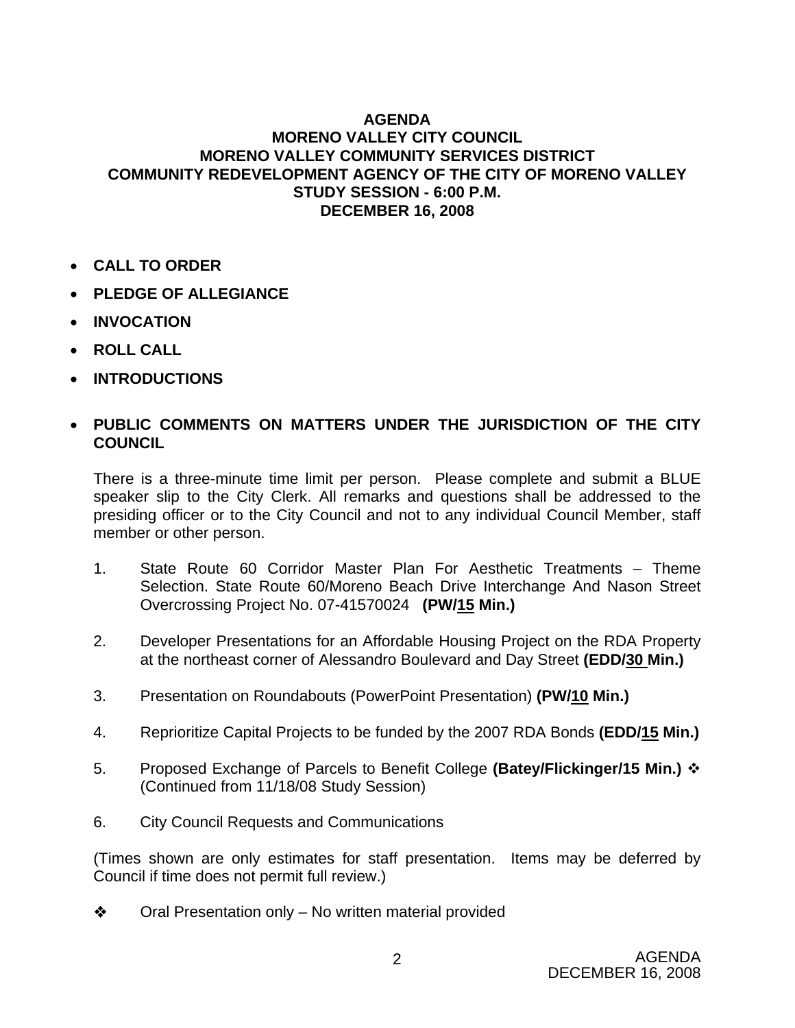**AGENDA**
**MORENO VALLEY CITY COUNCIL**
**MORENO VALLEY COMMUNITY SERVICES DISTRICT**
**COMMUNITY REDEVELOPMENT AGENCY OF THE CITY OF MORENO VALLEY**
**STUDY SESSION - 6:00 P.M.**
**DECEMBER 16, 2008**

- **CALL TO ORDER**
- **PLEDGE OF ALLEGIANCE**
- **INVOCATION**
- **ROLL CALL**
- **INTRODUCTIONS**
- **PUBLIC COMMENTS ON MATTERS UNDER THE JURISDICTION OF THE CITY COUNCIL**

There is a three-minute time limit per person. Please complete and submit a BLUE speaker slip to the City Clerk. All remarks and questions shall be addressed to the presiding officer or to the City Council and not to any individual Council Member, staff member or other person.

1. State Route 60 Corridor Master Plan For Aesthetic Treatments – Theme Selection. State Route 60/Moreno Beach Drive Interchange And Nason Street Overcrossing Project No. 07-41570024 **(PW/15 Min.)**

2. Developer Presentations for an Affordable Housing Project on the RDA Property at the northeast corner of Alessandro Boulevard and Day Street **(EDD/30 Min.)**

3. Presentation on Roundabouts (PowerPoint Presentation) **(PW/10 Min.)**

4. Reprioritize Capital Projects to be funded by the 2007 RDA Bonds **(EDD/15 Min.)**

5. Proposed Exchange of Parcels to Benefit College **(Batey/Flickinger/15 Min.)** ❖ (Continued from 11/18/08 Study Session)

6. City Council Requests and Communications

(Times shown are only estimates for staff presentation. Items may be deferred by Council if time does not permit full review.)

❖ Oral Presentation only – No written material provided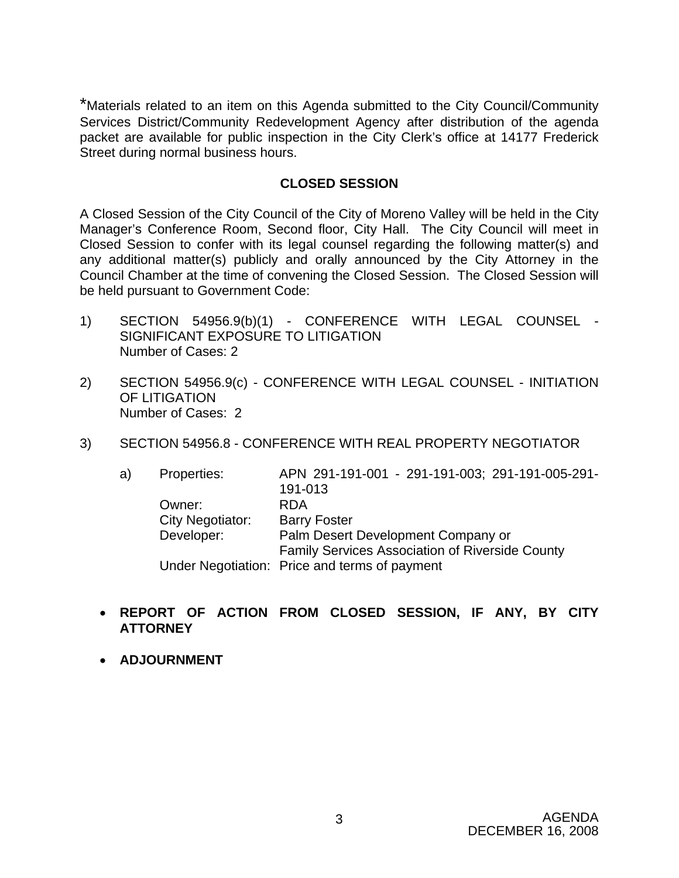*Materials related to an item on this Agenda submitted to the City Council/Community Services District/Community Redevelopment Agency after distribution of the agenda packet are available for public inspection in the City Clerk's office at 14177 Frederick Street during normal business hours.

## CLOSED SESSION

A Closed Session of the City Council of the City of Moreno Valley will be held in the City Manager's Conference Room, Second floor, City Hall. The City Council will meet in Closed Session to confer with its legal counsel regarding the following matter(s) and any additional matter(s) publicly and orally announced by the City Attorney in the Council Chamber at the time of convening the Closed Session. The Closed Session will be held pursuant to Government Code:

1) SECTION 54956.9(b)(1) - CONFERENCE WITH LEGAL COUNSEL - SIGNIFICANT EXPOSURE TO LITIGATION
   Number of Cases: 2

2) SECTION 54956.9(c) - CONFERENCE WITH LEGAL COUNSEL - INITIATION OF LITIGATION
   Number of Cases: 2

3) SECTION 54956.8 - CONFERENCE WITH REAL PROPERTY NEGOTIATOR

   a) Properties: APN 291-191-001 - 291-191-003; 291-191-005-291-191-013
      Owner: RDA
      City Negotiator: Barry Foster
      Developer: Palm Desert Development Company or Family Services Association of Riverside County
      Under Negotiation: Price and terms of payment

- **REPORT OF ACTION FROM CLOSED SESSION, IF ANY, BY CITY ATTORNEY**
- **ADJOURNMENT**